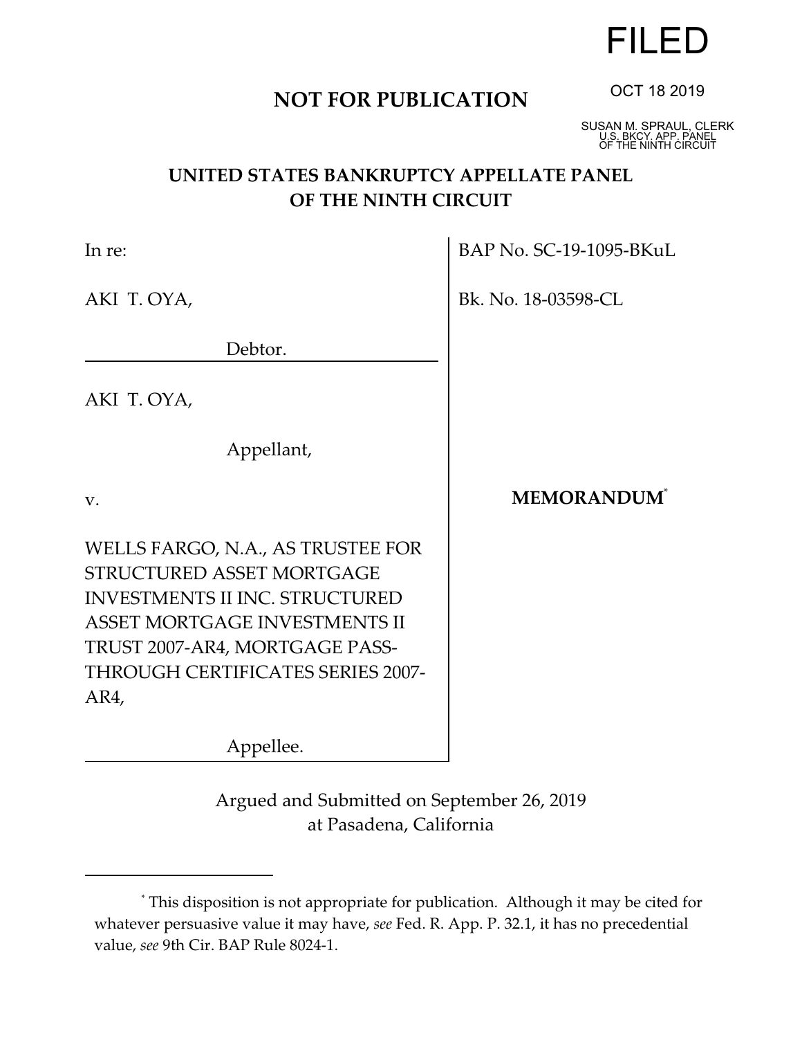FILED

OCT 18 2019

SUSAN M. SPRAUL, CLERK
U.S. BKCY. APP. PANEL
OF THE NINTH CIRCUIT

**NOT FOR PUBLICATION**

# UNITED STATES BANKRUPTCY APPELLATE PANEL OF THE NINTH CIRCUIT

| | |
|---|---|
| In re:<br><br>AKI T. OYA,<br><br>Debtor. | BAP No. SC-19-1095-BKuL<br><br>Bk. No. 18-03598-CL |
| AKI T. OYA,<br><br>Appellant,<br><br>v.<br><br>WELLS FARGO, N.A., AS TRUSTEE FOR STRUCTURED ASSET MORTGAGE INVESTMENTS II INC. STRUCTURED ASSET MORTGAGE INVESTMENTS II TRUST 2007-AR4, MORTGAGE PASS-THROUGH CERTIFICATES SERIES 2007-AR4,<br><br>Appellee. | **MEMORANDUM**[*] |

Argued and Submitted on September 26, 2019
at Pasadena, California

---

[*] This disposition is not appropriate for publication. Although it may be cited for whatever persuasive value it may have, *see* Fed. R. App. P. 32.1, it has no precedential value, *see* 9th Cir. BAP Rule 8024-1.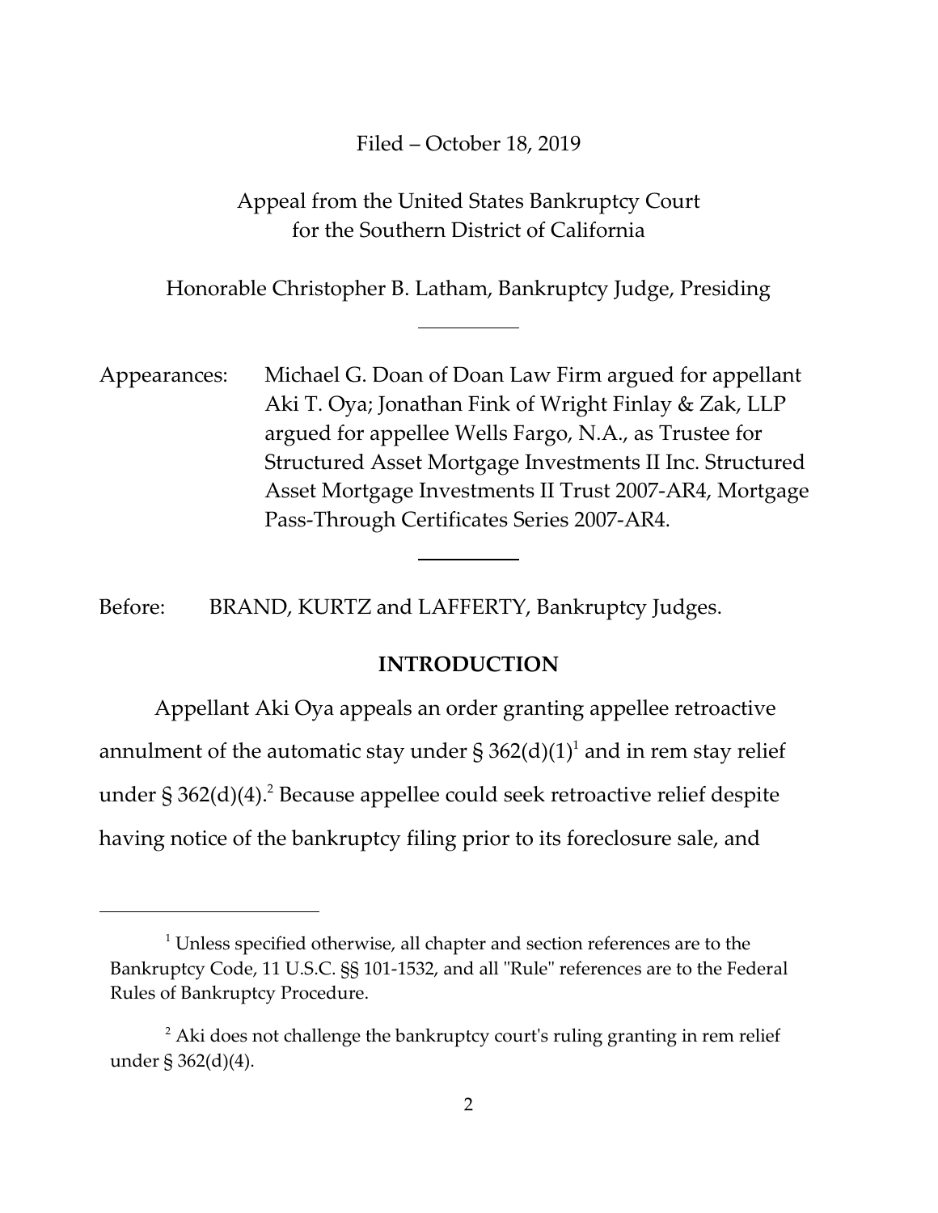Filed – October 18, 2019

Appeal from the United States Bankruptcy Court
for the Southern District of California

Honorable Christopher B. Latham, Bankruptcy Judge, Presiding

---

Appearances: Michael G. Doan of Doan Law Firm argued for appellant Aki T. Oya; Jonathan Fink of Wright Finlay & Zak, LLP argued for appellee Wells Fargo, N.A., as Trustee for Structured Asset Mortgage Investments II Inc. Structured Asset Mortgage Investments II Trust 2007-AR4, Mortgage Pass-Through Certificates Series 2007-AR4.

---

Before: BRAND, KURTZ and LAFFERTY, Bankruptcy Judges.

## INTRODUCTION

Appellant Aki Oya appeals an order granting appellee retroactive annulment of the automatic stay under § 362(d)(1)[1] and in rem stay relief under § 362(d)(4).[2] Because appellee could seek retroactive relief despite having notice of the bankruptcy filing prior to its foreclosure sale, and

---

[1] Unless specified otherwise, all chapter and section references are to the Bankruptcy Code, 11 U.S.C. §§ 101-1532, and all "Rule" references are to the Federal Rules of Bankruptcy Procedure.

[2] Aki does not challenge the bankruptcy court's ruling granting in rem relief under § 362(d)(4).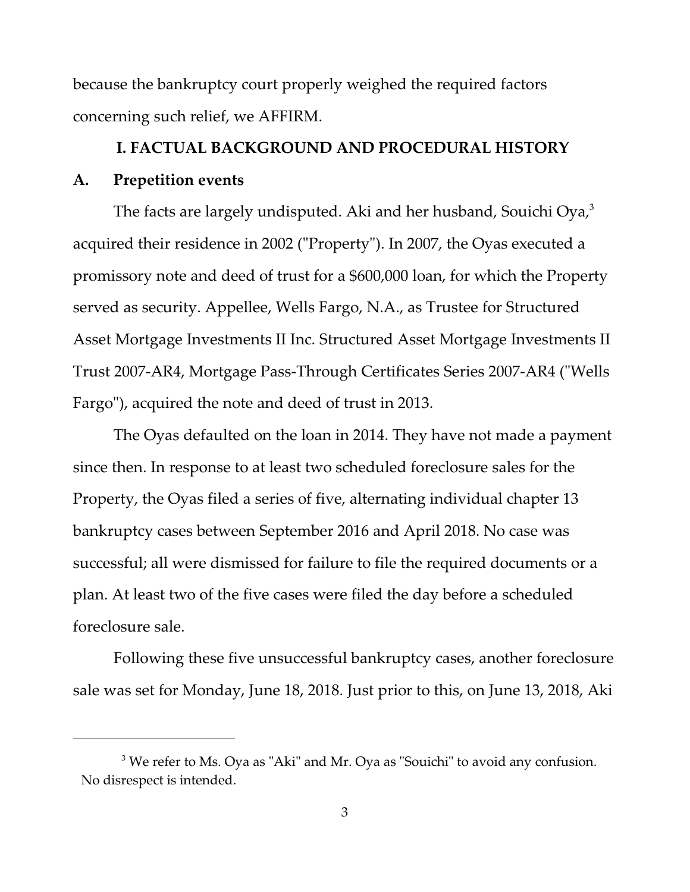because the bankruptcy court properly weighed the required factors concerning such relief, we AFFIRM.

## I. FACTUAL BACKGROUND AND PROCEDURAL HISTORY

### A. Prepetition events

The facts are largely undisputed. Aki and her husband, Souichi Oya,[3] acquired their residence in 2002 ("Property"). In 2007, the Oyas executed a promissory note and deed of trust for a $600,000 loan, for which the Property served as security. Appellee, Wells Fargo, N.A., as Trustee for Structured Asset Mortgage Investments II Inc. Structured Asset Mortgage Investments II Trust 2007-AR4, Mortgage Pass-Through Certificates Series 2007-AR4 ("Wells Fargo"), acquired the note and deed of trust in 2013.

The Oyas defaulted on the loan in 2014. They have not made a payment since then. In response to at least two scheduled foreclosure sales for the Property, the Oyas filed a series of five, alternating individual chapter 13 bankruptcy cases between September 2016 and April 2018. No case was successful; all were dismissed for failure to file the required documents or a plan. At least two of the five cases were filed the day before a scheduled foreclosure sale.

Following these five unsuccessful bankruptcy cases, another foreclosure sale was set for Monday, June 18, 2018. Just prior to this, on June 13, 2018, Aki

[3] We refer to Ms. Oya as "Aki" and Mr. Oya as "Souichi" to avoid any confusion. No disrespect is intended.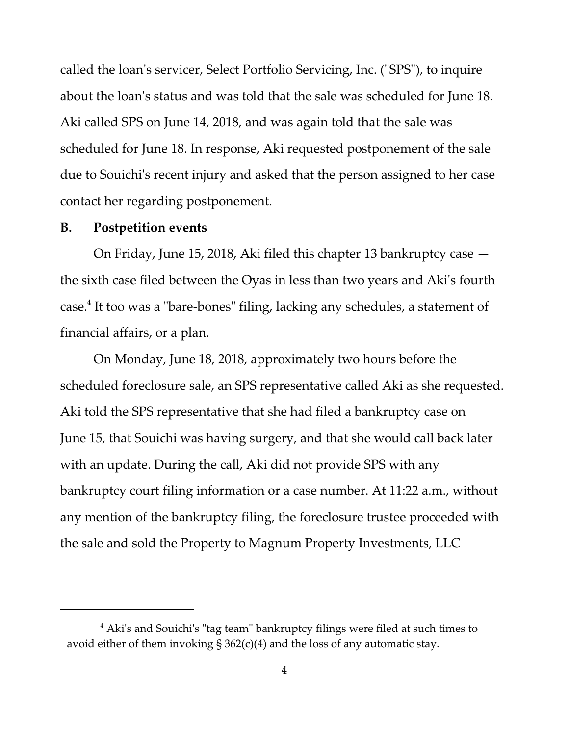called the loan's servicer, Select Portfolio Servicing, Inc. ("SPS"), to inquire about the loan's status and was told that the sale was scheduled for June 18. Aki called SPS on June 14, 2018, and was again told that the sale was scheduled for June 18. In response, Aki requested postponement of the sale due to Souichi's recent injury and asked that the person assigned to her case contact her regarding postponement.

## B. Postpetition events

On Friday, June 15, 2018, Aki filed this chapter 13 bankruptcy case — the sixth case filed between the Oyas in less than two years and Aki's fourth case.[4] It too was a "bare-bones" filing, lacking any schedules, a statement of financial affairs, or a plan.

On Monday, June 18, 2018, approximately two hours before the scheduled foreclosure sale, an SPS representative called Aki as she requested. Aki told the SPS representative that she had filed a bankruptcy case on June 15, that Souichi was having surgery, and that she would call back later with an update. During the call, Aki did not provide SPS with any bankruptcy court filing information or a case number. At 11:22 a.m., without any mention of the bankruptcy filing, the foreclosure trustee proceeded with the sale and sold the Property to Magnum Property Investments, LLC

---

[4] Aki's and Souichi's "tag team" bankruptcy filings were filed at such times to avoid either of them invoking § 362(c)(4) and the loss of any automatic stay.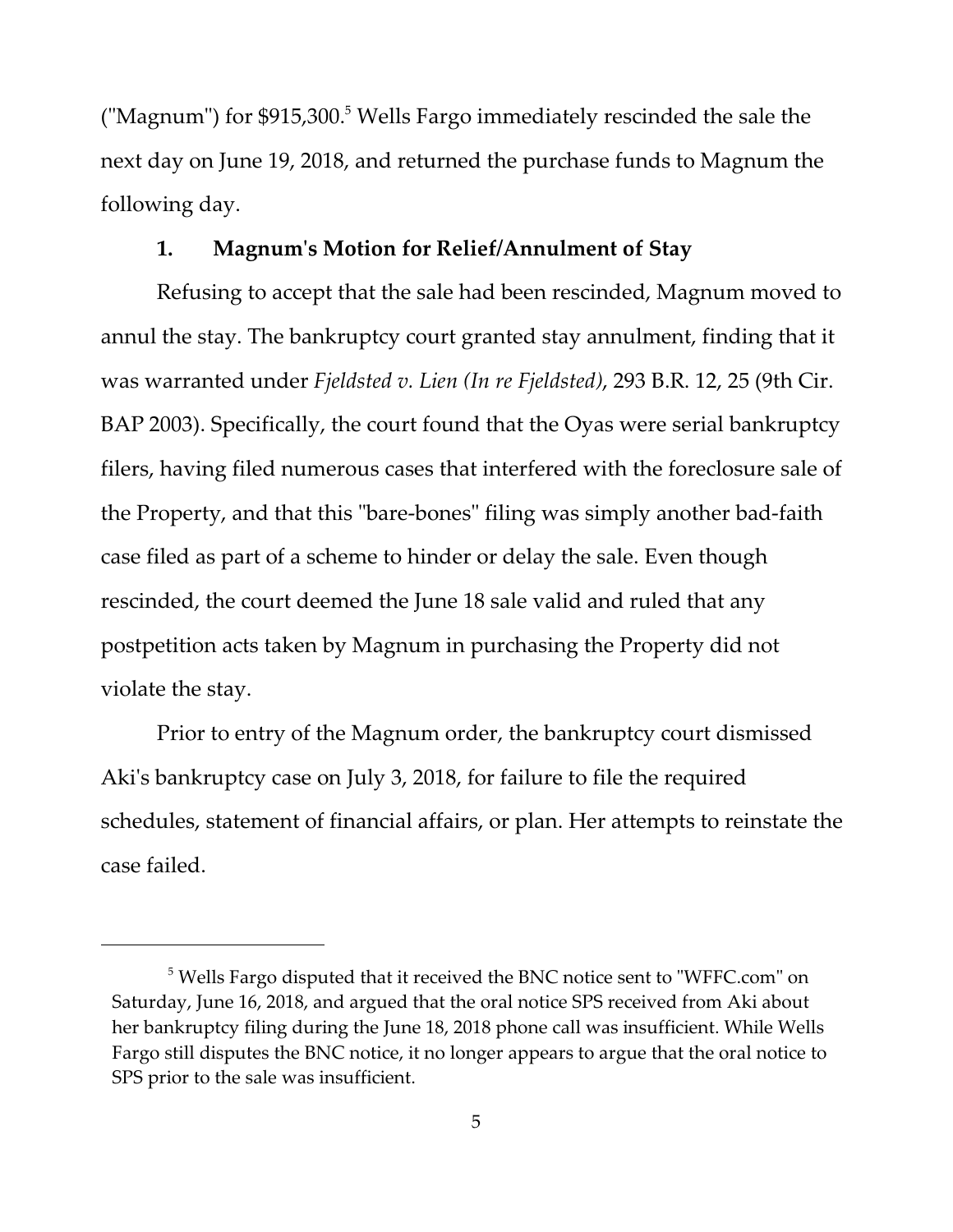("Magnum") for $915,300.[5] Wells Fargo immediately rescinded the sale the next day on June 19, 2018, and returned the purchase funds to Magnum the following day.

### 1. Magnum's Motion for Relief/Annulment of Stay

Refusing to accept that the sale had been rescinded, Magnum moved to annul the stay. The bankruptcy court granted stay annulment, finding that it was warranted under *Fjeldsted v. Lien (In re Fjeldsted)*, 293 B.R. 12, 25 (9th Cir. BAP 2003). Specifically, the court found that the Oyas were serial bankruptcy filers, having filed numerous cases that interfered with the foreclosure sale of the Property, and that this "bare-bones" filing was simply another bad-faith case filed as part of a scheme to hinder or delay the sale. Even though rescinded, the court deemed the June 18 sale valid and ruled that any postpetition acts taken by Magnum in purchasing the Property did not violate the stay.

Prior to entry of the Magnum order, the bankruptcy court dismissed Aki's bankruptcy case on July 3, 2018, for failure to file the required schedules, statement of financial affairs, or plan. Her attempts to reinstate the case failed.

---

[5] Wells Fargo disputed that it received the BNC notice sent to "WFFC.com" on Saturday, June 16, 2018, and argued that the oral notice SPS received from Aki about her bankruptcy filing during the June 18, 2018 phone call was insufficient. While Wells Fargo still disputes the BNC notice, it no longer appears to argue that the oral notice to SPS prior to the sale was insufficient.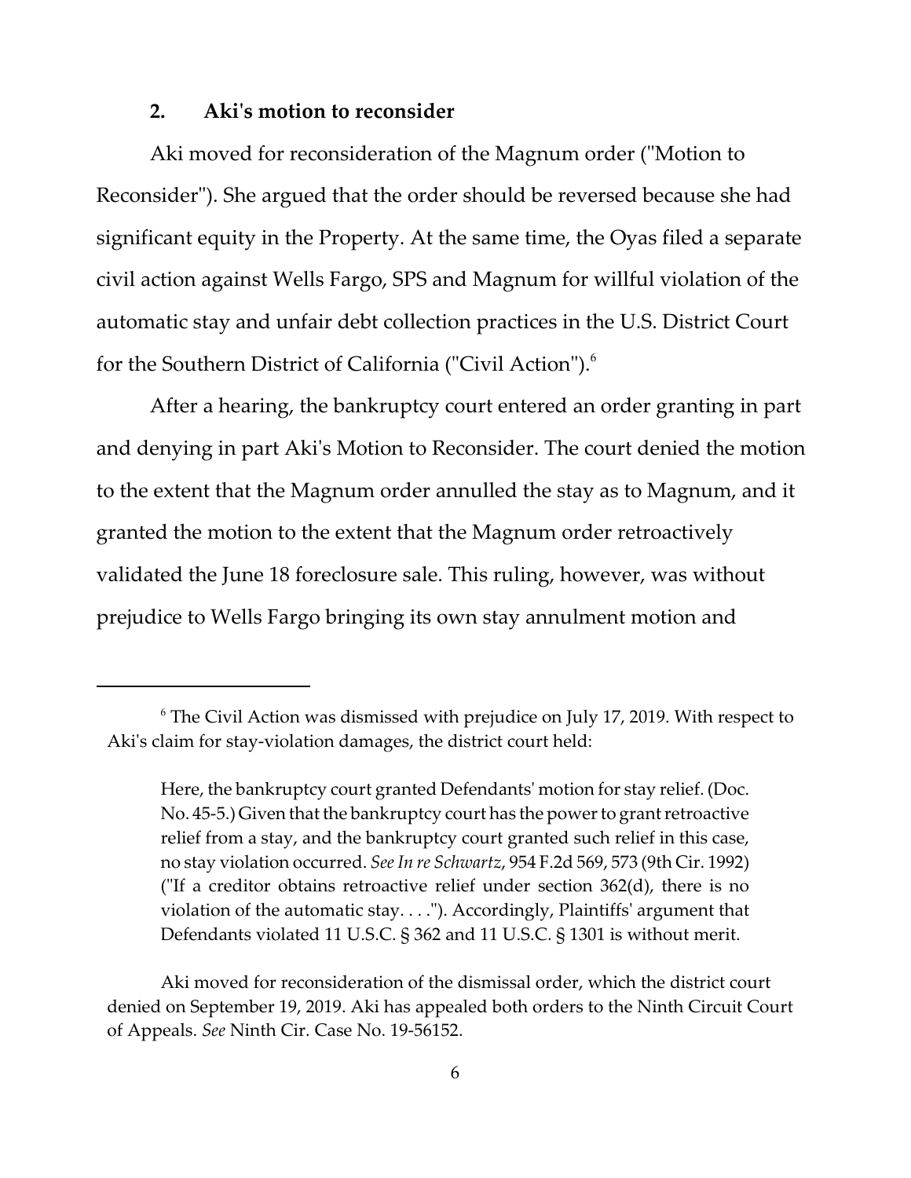### 2. Aki's motion to reconsider

Aki moved for reconsideration of the Magnum order ("Motion to Reconsider"). She argued that the order should be reversed because she had significant equity in the Property. At the same time, the Oyas filed a separate civil action against Wells Fargo, SPS and Magnum for willful violation of the automatic stay and unfair debt collection practices in the U.S. District Court for the Southern District of California ("Civil Action").[6]

After a hearing, the bankruptcy court entered an order granting in part and denying in part Aki's Motion to Reconsider. The court denied the motion to the extent that the Magnum order annulled the stay as to Magnum, and it granted the motion to the extent that the Magnum order retroactively validated the June 18 foreclosure sale. This ruling, however, was without prejudice to Wells Fargo bringing its own stay annulment motion and

---

[6] The Civil Action was dismissed with prejudice on July 17, 2019. With respect to Aki's claim for stay-violation damages, the district court held:

> Here, the bankruptcy court granted Defendants' motion for stay relief. (Doc. No. 45-5.) Given that the bankruptcy court has the power to grant retroactive relief from a stay, and the bankruptcy court granted such relief in this case, no stay violation occurred. *See In re Schwartz*, 954 F.2d 569, 573 (9th Cir. 1992) ("If a creditor obtains retroactive relief under section 362(d), there is no violation of the automatic stay. . . ."). Accordingly, Plaintiffs' argument that Defendants violated 11 U.S.C. § 362 and 11 U.S.C. § 1301 is without merit.

Aki moved for reconsideration of the dismissal order, which the district court denied on September 19, 2019. Aki has appealed both orders to the Ninth Circuit Court of Appeals. *See* Ninth Cir. Case No. 19-56152.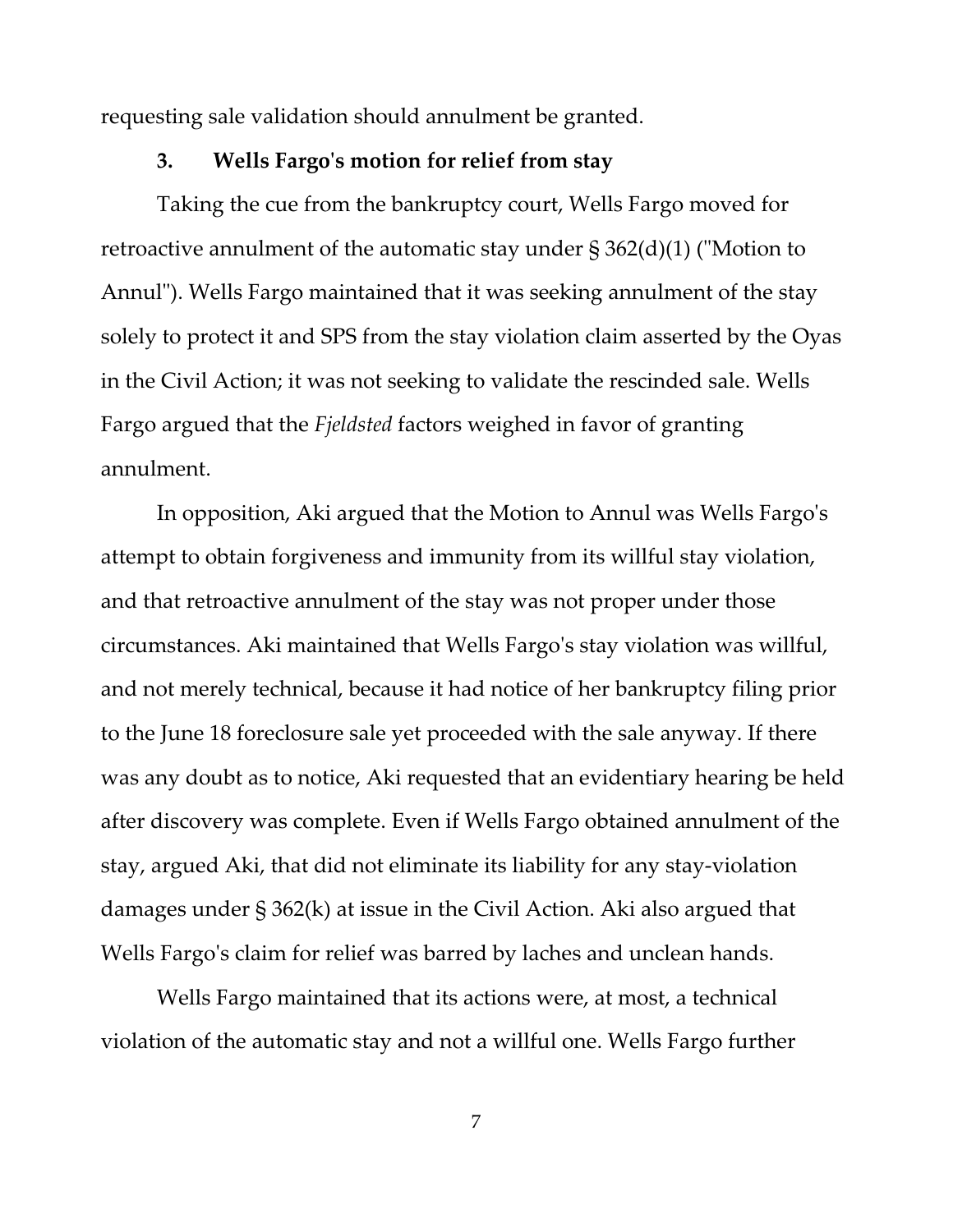requesting sale validation should annulment be granted.

### 3. Wells Fargo's motion for relief from stay

Taking the cue from the bankruptcy court, Wells Fargo moved for retroactive annulment of the automatic stay under § 362(d)(1) ("Motion to Annul"). Wells Fargo maintained that it was seeking annulment of the stay solely to protect it and SPS from the stay violation claim asserted by the Oyas in the Civil Action; it was not seeking to validate the rescinded sale. Wells Fargo argued that the *Fjeldsted* factors weighed in favor of granting annulment.

In opposition, Aki argued that the Motion to Annul was Wells Fargo's attempt to obtain forgiveness and immunity from its willful stay violation, and that retroactive annulment of the stay was not proper under those circumstances. Aki maintained that Wells Fargo's stay violation was willful, and not merely technical, because it had notice of her bankruptcy filing prior to the June 18 foreclosure sale yet proceeded with the sale anyway. If there was any doubt as to notice, Aki requested that an evidentiary hearing be held after discovery was complete. Even if Wells Fargo obtained annulment of the stay, argued Aki, that did not eliminate its liability for any stay-violation damages under § 362(k) at issue in the Civil Action. Aki also argued that Wells Fargo's claim for relief was barred by laches and unclean hands.

Wells Fargo maintained that its actions were, at most, a technical violation of the automatic stay and not a willful one. Wells Fargo further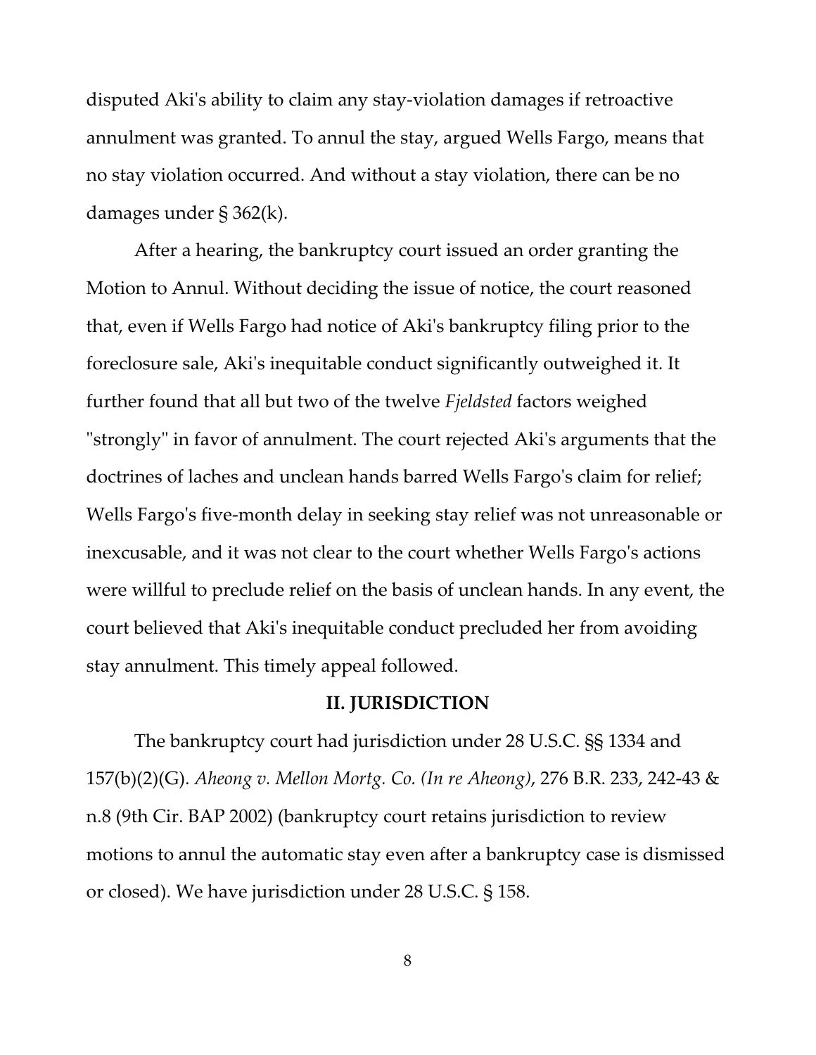disputed Aki's ability to claim any stay-violation damages if retroactive annulment was granted. To annul the stay, argued Wells Fargo, means that no stay violation occurred. And without a stay violation, there can be no damages under § 362(k).

After a hearing, the bankruptcy court issued an order granting the Motion to Annul. Without deciding the issue of notice, the court reasoned that, even if Wells Fargo had notice of Aki's bankruptcy filing prior to the foreclosure sale, Aki's inequitable conduct significantly outweighed it. It further found that all but two of the twelve *Fjeldsted* factors weighed "strongly" in favor of annulment. The court rejected Aki's arguments that the doctrines of laches and unclean hands barred Wells Fargo's claim for relief; Wells Fargo's five-month delay in seeking stay relief was not unreasonable or inexcusable, and it was not clear to the court whether Wells Fargo's actions were willful to preclude relief on the basis of unclean hands. In any event, the court believed that Aki's inequitable conduct precluded her from avoiding stay annulment. This timely appeal followed.

## II. JURISDICTION

The bankruptcy court had jurisdiction under 28 U.S.C. §§ 1334 and 157(b)(2)(G). *Aheong v. Mellon Mortg. Co. (In re Aheong)*, 276 B.R. 233, 242-43 & n.8 (9th Cir. BAP 2002) (bankruptcy court retains jurisdiction to review motions to annul the automatic stay even after a bankruptcy case is dismissed or closed). We have jurisdiction under 28 U.S.C. § 158.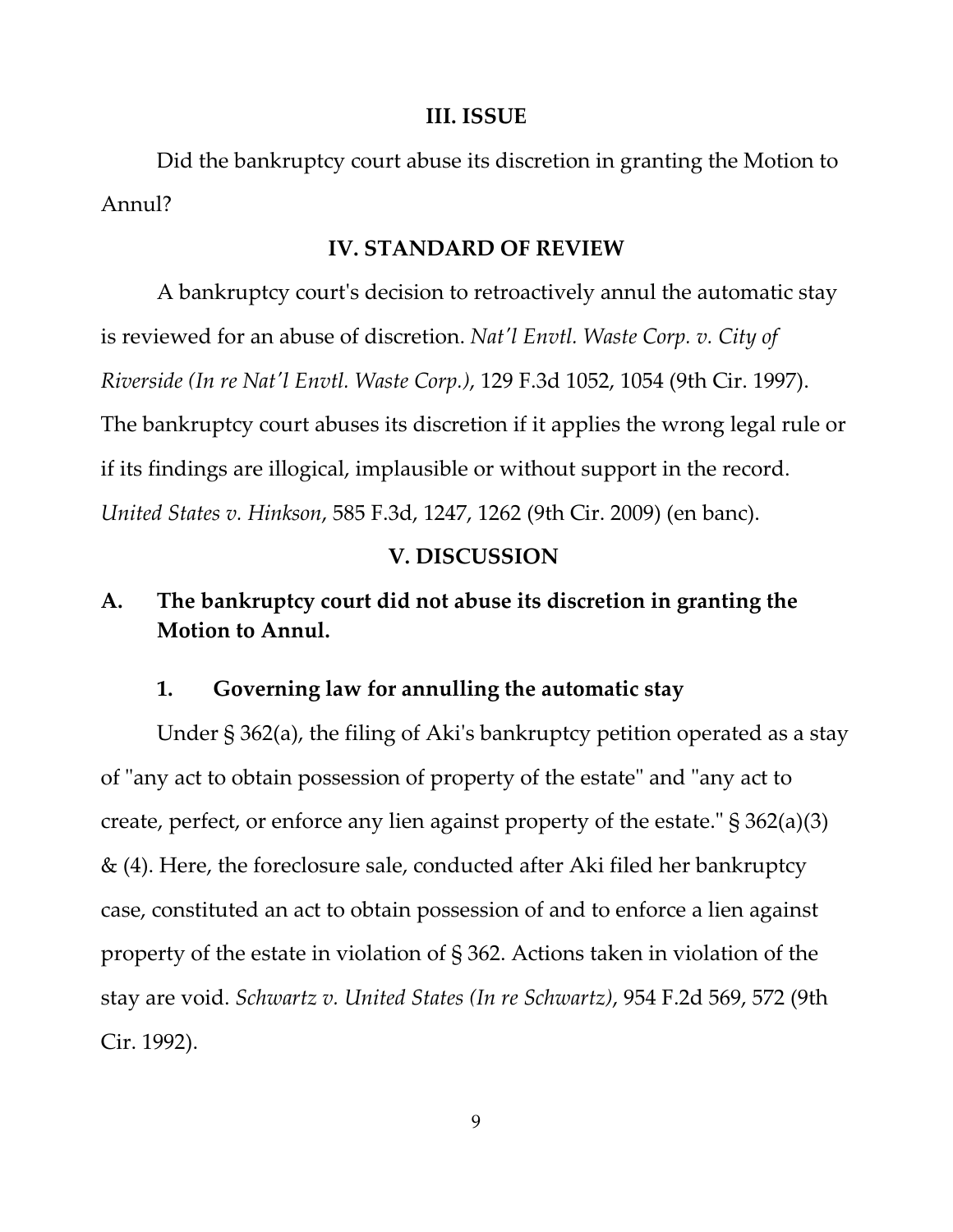## III. ISSUE

Did the bankruptcy court abuse its discretion in granting the Motion to Annul?

## IV. STANDARD OF REVIEW

A bankruptcy court's decision to retroactively annul the automatic stay is reviewed for an abuse of discretion. *Nat'l Envtl. Waste Corp. v. City of Riverside (In re Nat'l Envtl. Waste Corp.)*, 129 F.3d 1052, 1054 (9th Cir. 1997). The bankruptcy court abuses its discretion if it applies the wrong legal rule or if its findings are illogical, implausible or without support in the record. *United States v. Hinkson*, 585 F.3d, 1247, 1262 (9th Cir. 2009) (en banc).

## V. DISCUSSION

### A. The bankruptcy court did not abuse its discretion in granting the Motion to Annul.

#### 1. Governing law for annulling the automatic stay

Under § 362(a), the filing of Aki's bankruptcy petition operated as a stay of "any act to obtain possession of property of the estate" and "any act to create, perfect, or enforce any lien against property of the estate." § 362(a)(3) & (4). Here, the foreclosure sale, conducted after Aki filed her bankruptcy case, constituted an act to obtain possession of and to enforce a lien against property of the estate in violation of § 362. Actions taken in violation of the stay are void. *Schwartz v. United States (In re Schwartz)*, 954 F.2d 569, 572 (9th Cir. 1992).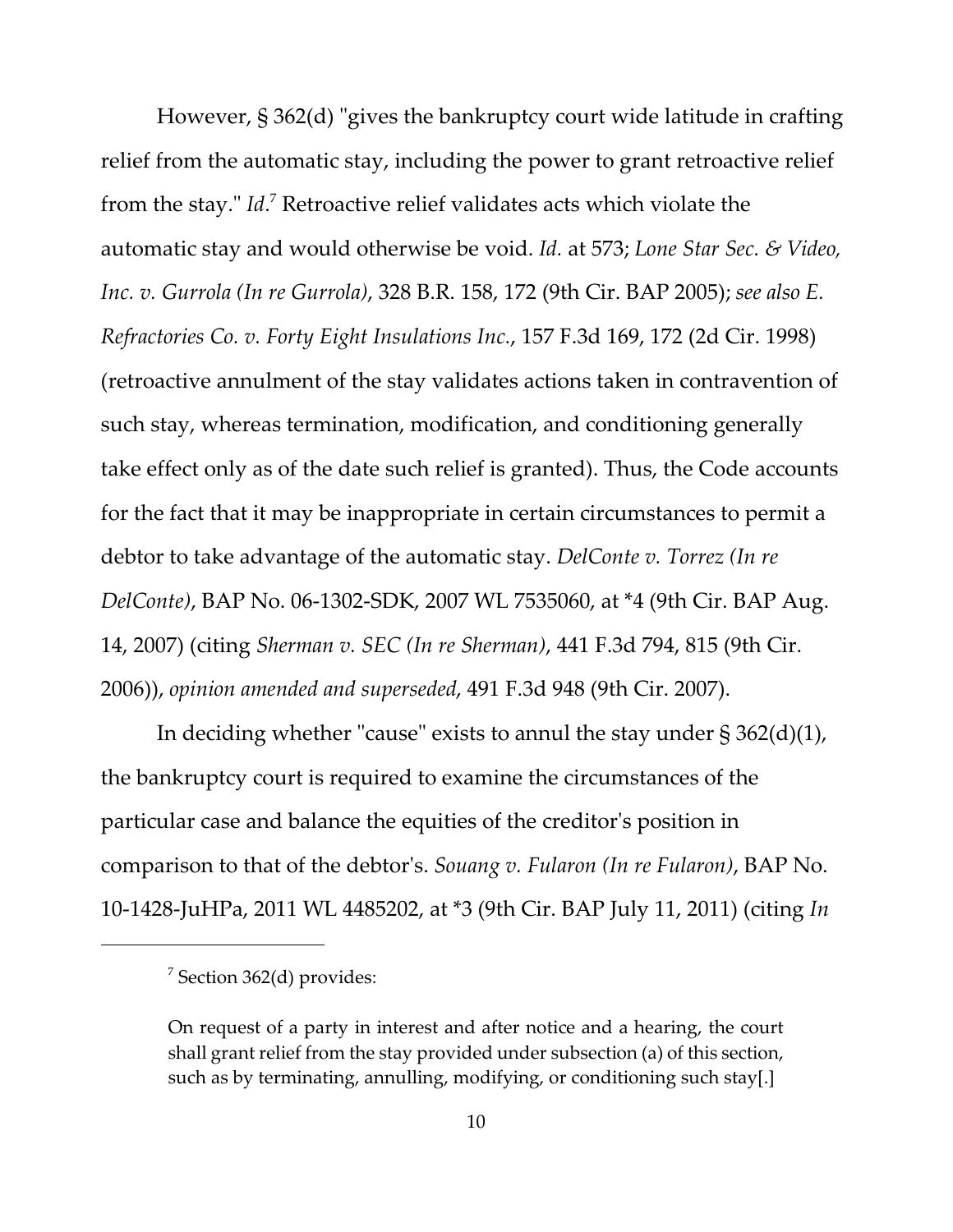However, § 362(d) "gives the bankruptcy court wide latitude in crafting relief from the automatic stay, including the power to grant retroactive relief from the stay." *Id*.[7] Retroactive relief validates acts which violate the automatic stay and would otherwise be void. *Id.* at 573; *Lone Star Sec. & Video, Inc. v. Gurrola (In re Gurrola)*, 328 B.R. 158, 172 (9th Cir. BAP 2005); *see also E. Refractories Co. v. Forty Eight Insulations Inc.*, 157 F.3d 169, 172 (2d Cir. 1998) (retroactive annulment of the stay validates actions taken in contravention of such stay, whereas termination, modification, and conditioning generally take effect only as of the date such relief is granted). Thus, the Code accounts for the fact that it may be inappropriate in certain circumstances to permit a debtor to take advantage of the automatic stay. *DelConte v. Torrez (In re DelConte)*, BAP No. 06-1302-SDK, 2007 WL 7535060, at *4 (9th Cir. BAP Aug. 14, 2007) (citing *Sherman v. SEC (In re Sherman)*, 441 F.3d 794, 815 (9th Cir. 2006)), *opinion amended and superseded*, 491 F.3d 948 (9th Cir. 2007).

In deciding whether "cause" exists to annul the stay under § 362(d)(1), the bankruptcy court is required to examine the circumstances of the particular case and balance the equities of the creditor's position in comparison to that of the debtor's. *Souang v. Fularon (In re Fularon)*, BAP No. 10-1428-JuHPa, 2011 WL 4485202, at *3 (9th Cir. BAP July 11, 2011) (citing *In*

---

[7] Section 362(d) provides:

> On request of a party in interest and after notice and a hearing, the court shall grant relief from the stay provided under subsection (a) of this section, such as by terminating, annulling, modifying, or conditioning such stay[.]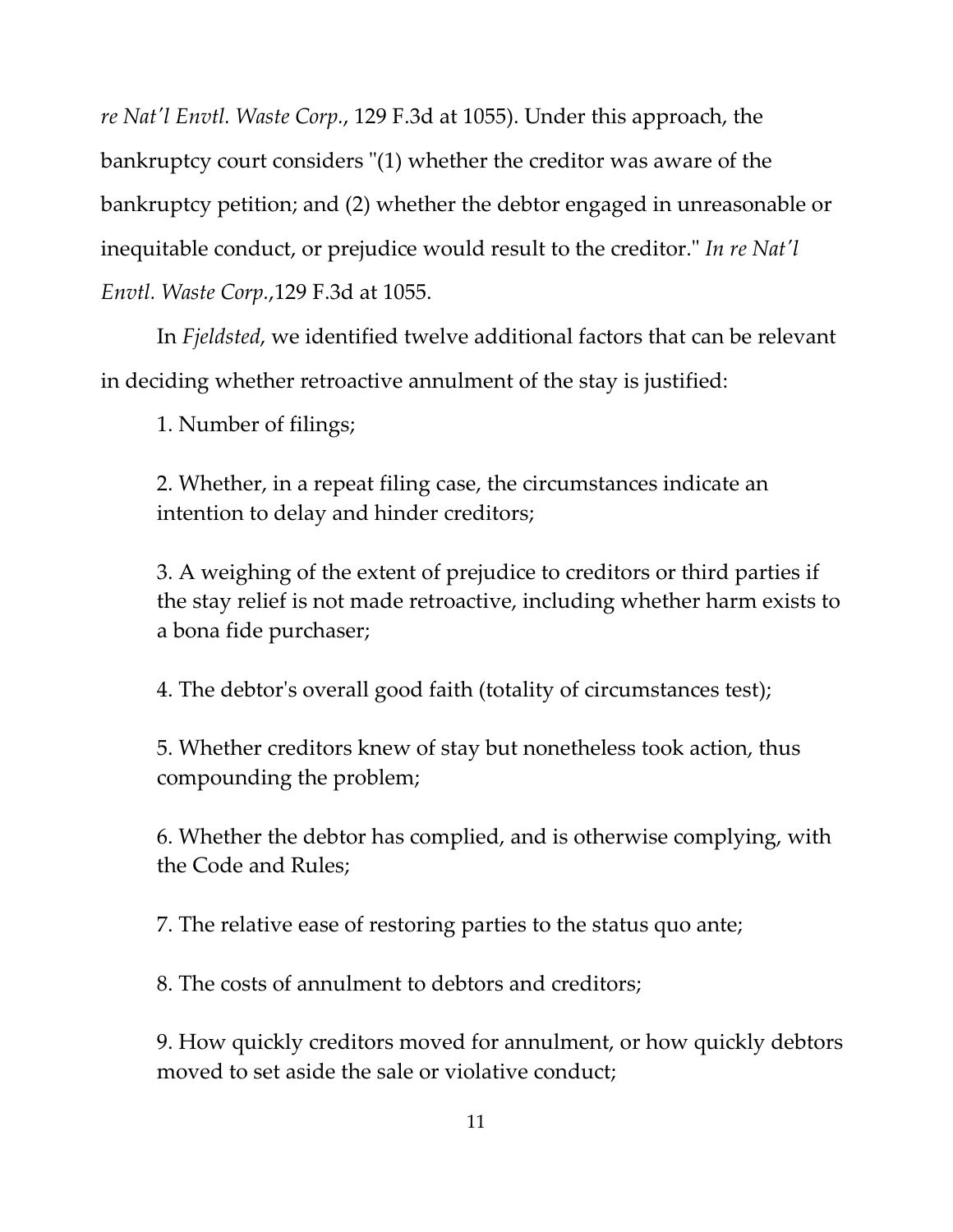*re Nat'l Envtl. Waste Corp.*, 129 F.3d at 1055). Under this approach, the bankruptcy court considers "(1) whether the creditor was aware of the bankruptcy petition; and (2) whether the debtor engaged in unreasonable or inequitable conduct, or prejudice would result to the creditor." *In re Nat'l Envtl. Waste Corp.*,129 F.3d at 1055.

In *Fjeldsted*, we identified twelve additional factors that can be relevant in deciding whether retroactive annulment of the stay is justified:

> 1. Number of filings;
>
> 2. Whether, in a repeat filing case, the circumstances indicate an intention to delay and hinder creditors;
>
> 3. A weighing of the extent of prejudice to creditors or third parties if the stay relief is not made retroactive, including whether harm exists to a bona fide purchaser;
>
> 4. The debtor's overall good faith (totality of circumstances test);
>
> 5. Whether creditors knew of stay but nonetheless took action, thus compounding the problem;
>
> 6. Whether the debtor has complied, and is otherwise complying, with the Code and Rules;
>
> 7. The relative ease of restoring parties to the status quo ante;
>
> 8. The costs of annulment to debtors and creditors;
>
> 9. How quickly creditors moved for annulment, or how quickly debtors moved to set aside the sale or violative conduct;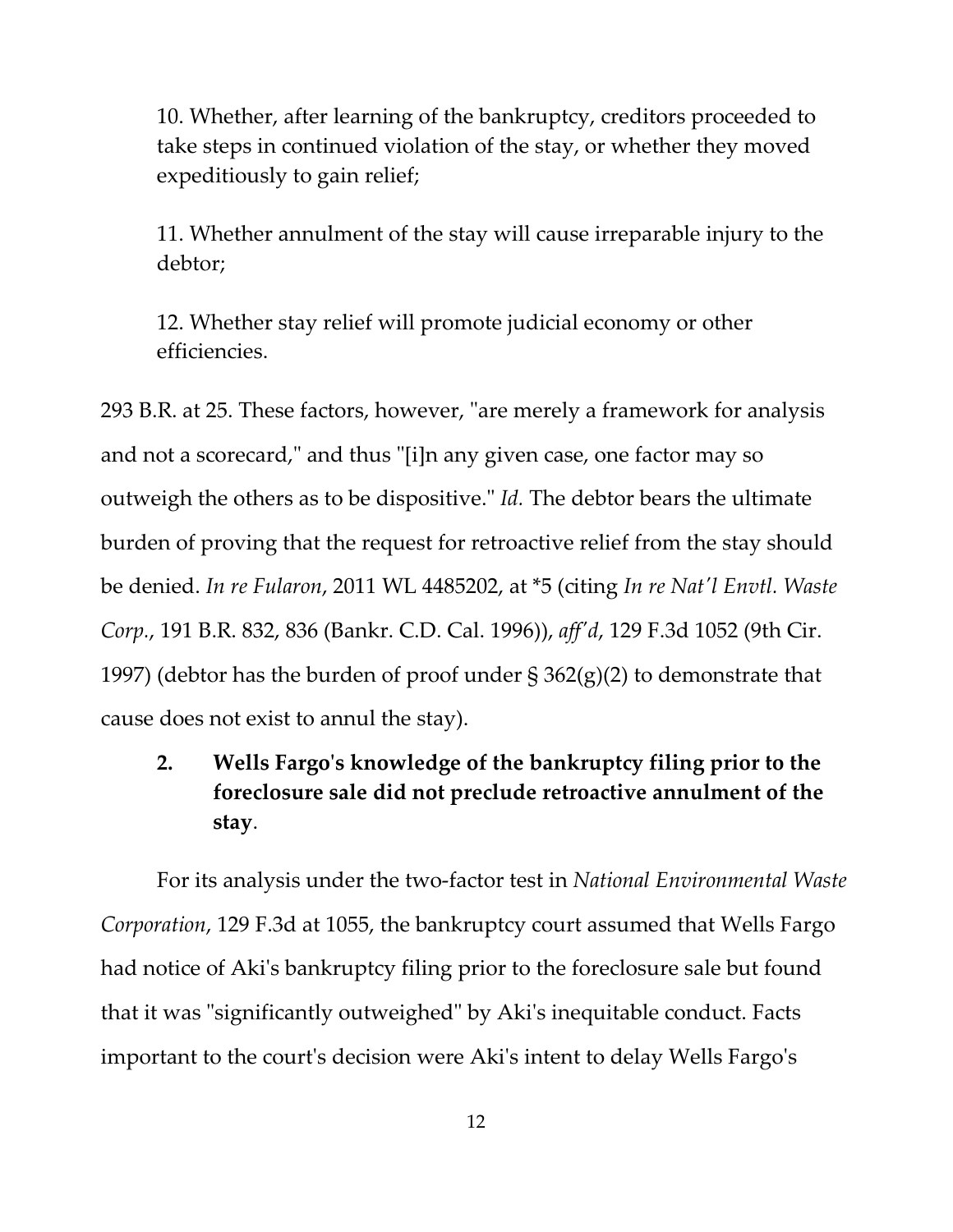10. Whether, after learning of the bankruptcy, creditors proceeded to take steps in continued violation of the stay, or whether they moved expeditiously to gain relief;

11. Whether annulment of the stay will cause irreparable injury to the debtor;

12. Whether stay relief will promote judicial economy or other efficiencies.

293 B.R. at 25. These factors, however, "are merely a framework for analysis and not a scorecard," and thus "[i]n any given case, one factor may so outweigh the others as to be dispositive." *Id.* The debtor bears the ultimate burden of proving that the request for retroactive relief from the stay should be denied. *In re Fularon*, 2011 WL 4485202, at *5 (citing *In re Nat'l Envtl. Waste Corp.*, 191 B.R. 832, 836 (Bankr. C.D. Cal. 1996)), *aff'd*, 129 F.3d 1052 (9th Cir. 1997) (debtor has the burden of proof under § 362(g)(2) to demonstrate that cause does not exist to annul the stay).

### 2. Wells Fargo's knowledge of the bankruptcy filing prior to the foreclosure sale did not preclude retroactive annulment of the stay.

For its analysis under the two-factor test in *National Environmental Waste Corporation*, 129 F.3d at 1055, the bankruptcy court assumed that Wells Fargo had notice of Aki's bankruptcy filing prior to the foreclosure sale but found that it was "significantly outweighed" by Aki's inequitable conduct. Facts important to the court's decision were Aki's intent to delay Wells Fargo's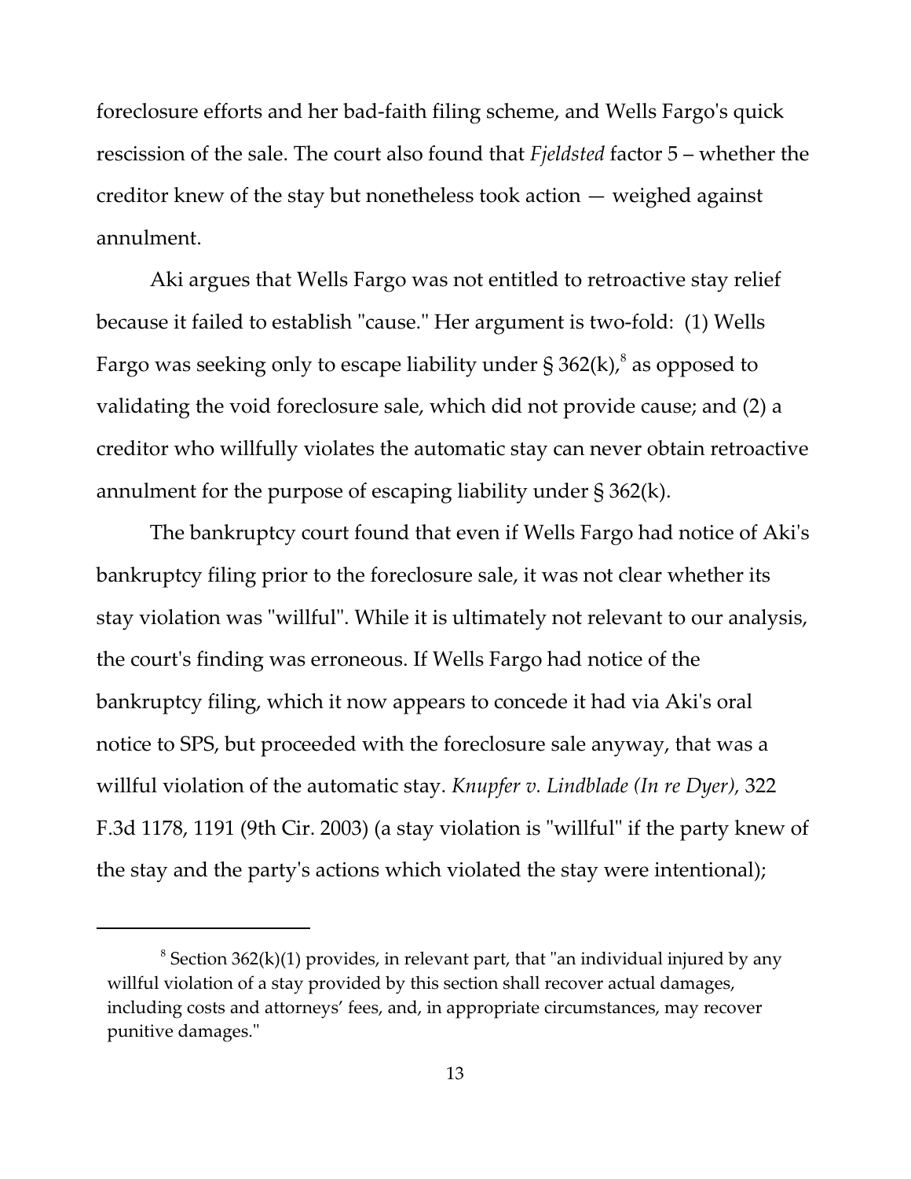foreclosure efforts and her bad-faith filing scheme, and Wells Fargo's quick rescission of the sale. The court also found that *Fjeldsted* factor 5 – whether the creditor knew of the stay but nonetheless took action — weighed against annulment.

Aki argues that Wells Fargo was not entitled to retroactive stay relief because it failed to establish "cause." Her argument is two-fold: (1) Wells Fargo was seeking only to escape liability under § 362(k),[8] as opposed to validating the void foreclosure sale, which did not provide cause; and (2) a creditor who willfully violates the automatic stay can never obtain retroactive annulment for the purpose of escaping liability under § 362(k).

The bankruptcy court found that even if Wells Fargo had notice of Aki's bankruptcy filing prior to the foreclosure sale, it was not clear whether its stay violation was "willful". While it is ultimately not relevant to our analysis, the court's finding was erroneous. If Wells Fargo had notice of the bankruptcy filing, which it now appears to concede it had via Aki's oral notice to SPS, but proceeded with the foreclosure sale anyway, that was a willful violation of the automatic stay. *Knupfer v. Lindblade (In re Dyer)*, 322 F.3d 1178, 1191 (9th Cir. 2003) (a stay violation is "willful" if the party knew of the stay and the party's actions which violated the stay were intentional);

---

[8] Section 362(k)(1) provides, in relevant part, that "an individual injured by any willful violation of a stay provided by this section shall recover actual damages, including costs and attorneys' fees, and, in appropriate circumstances, may recover punitive damages."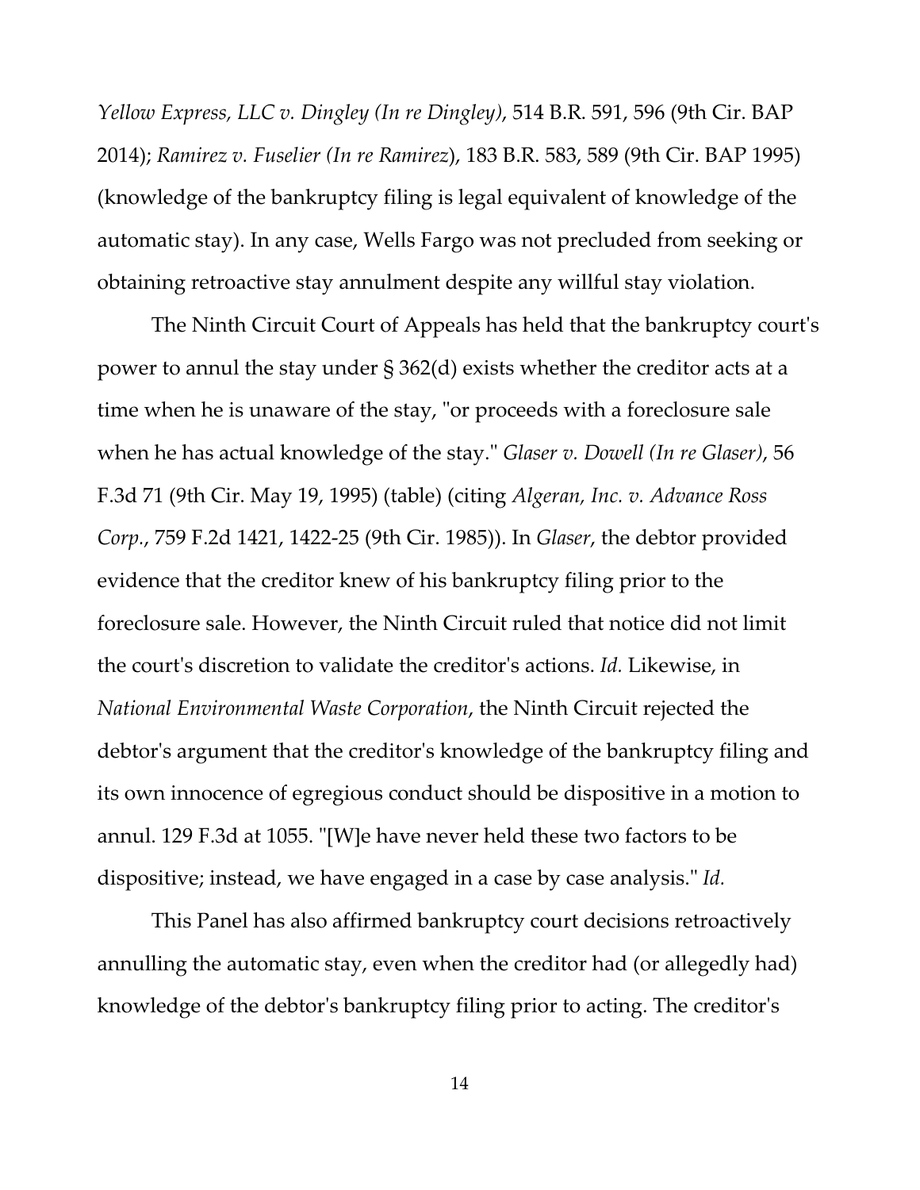*Yellow Express, LLC v. Dingley (In re Dingley)*, 514 B.R. 591, 596 (9th Cir. BAP 2014); *Ramirez v. Fuselier (In re Ramirez*), 183 B.R. 583, 589 (9th Cir. BAP 1995) (knowledge of the bankruptcy filing is legal equivalent of knowledge of the automatic stay). In any case, Wells Fargo was not precluded from seeking or obtaining retroactive stay annulment despite any willful stay violation.

The Ninth Circuit Court of Appeals has held that the bankruptcy court's power to annul the stay under § 362(d) exists whether the creditor acts at a time when he is unaware of the stay, "or proceeds with a foreclosure sale when he has actual knowledge of the stay." *Glaser v. Dowell (In re Glaser)*, 56 F.3d 71 (9th Cir. May 19, 1995) (table) (citing *Algeran, Inc. v. Advance Ross Corp.*, 759 F.2d 1421, 1422-25 (9th Cir. 1985)). In *Glaser*, the debtor provided evidence that the creditor knew of his bankruptcy filing prior to the foreclosure sale. However, the Ninth Circuit ruled that notice did not limit the court's discretion to validate the creditor's actions. *Id.* Likewise, in *National Environmental Waste Corporation*, the Ninth Circuit rejected the debtor's argument that the creditor's knowledge of the bankruptcy filing and its own innocence of egregious conduct should be dispositive in a motion to annul. 129 F.3d at 1055. "[W]e have never held these two factors to be dispositive; instead, we have engaged in a case by case analysis." *Id.*

This Panel has also affirmed bankruptcy court decisions retroactively annulling the automatic stay, even when the creditor had (or allegedly had) knowledge of the debtor's bankruptcy filing prior to acting. The creditor's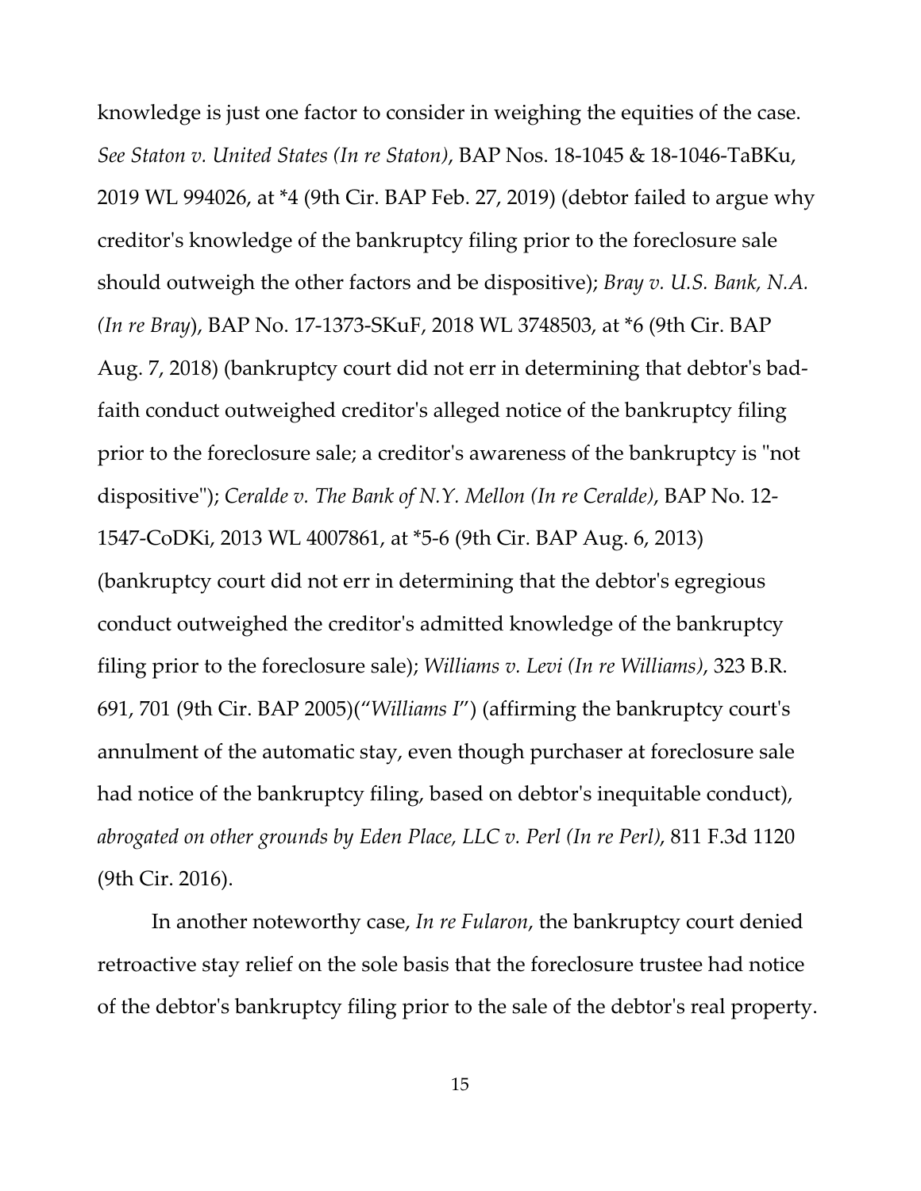knowledge is just one factor to consider in weighing the equities of the case. *See Staton v. United States (In re Staton)*, BAP Nos. 18-1045 & 18-1046-TaBKu, 2019 WL 994026, at *4 (9th Cir. BAP Feb. 27, 2019) (debtor failed to argue why creditor's knowledge of the bankruptcy filing prior to the foreclosure sale should outweigh the other factors and be dispositive); *Bray v. U.S. Bank, N.A. (In re Bray*), BAP No. 17-1373-SKuF, 2018 WL 3748503, at *6 (9th Cir. BAP Aug. 7, 2018) (bankruptcy court did not err in determining that debtor's bad-faith conduct outweighed creditor's alleged notice of the bankruptcy filing prior to the foreclosure sale; a creditor's awareness of the bankruptcy is "not dispositive"); *Ceralde v. The Bank of N.Y. Mellon (In re Ceralde)*, BAP No. 12-1547-CoDKi, 2013 WL 4007861, at *5-6 (9th Cir. BAP Aug. 6, 2013) (bankruptcy court did not err in determining that the debtor's egregious conduct outweighed the creditor's admitted knowledge of the bankruptcy filing prior to the foreclosure sale); *Williams v. Levi (In re Williams)*, 323 B.R. 691, 701 (9th Cir. BAP 2005)("*Williams I*") (affirming the bankruptcy court's annulment of the automatic stay, even though purchaser at foreclosure sale had notice of the bankruptcy filing, based on debtor's inequitable conduct), *abrogated on other grounds by Eden Place, LLC v. Perl (In re Perl)*, 811 F.3d 1120 (9th Cir. 2016).

In another noteworthy case, *In re Fularon*, the bankruptcy court denied retroactive stay relief on the sole basis that the foreclosure trustee had notice of the debtor's bankruptcy filing prior to the sale of the debtor's real property.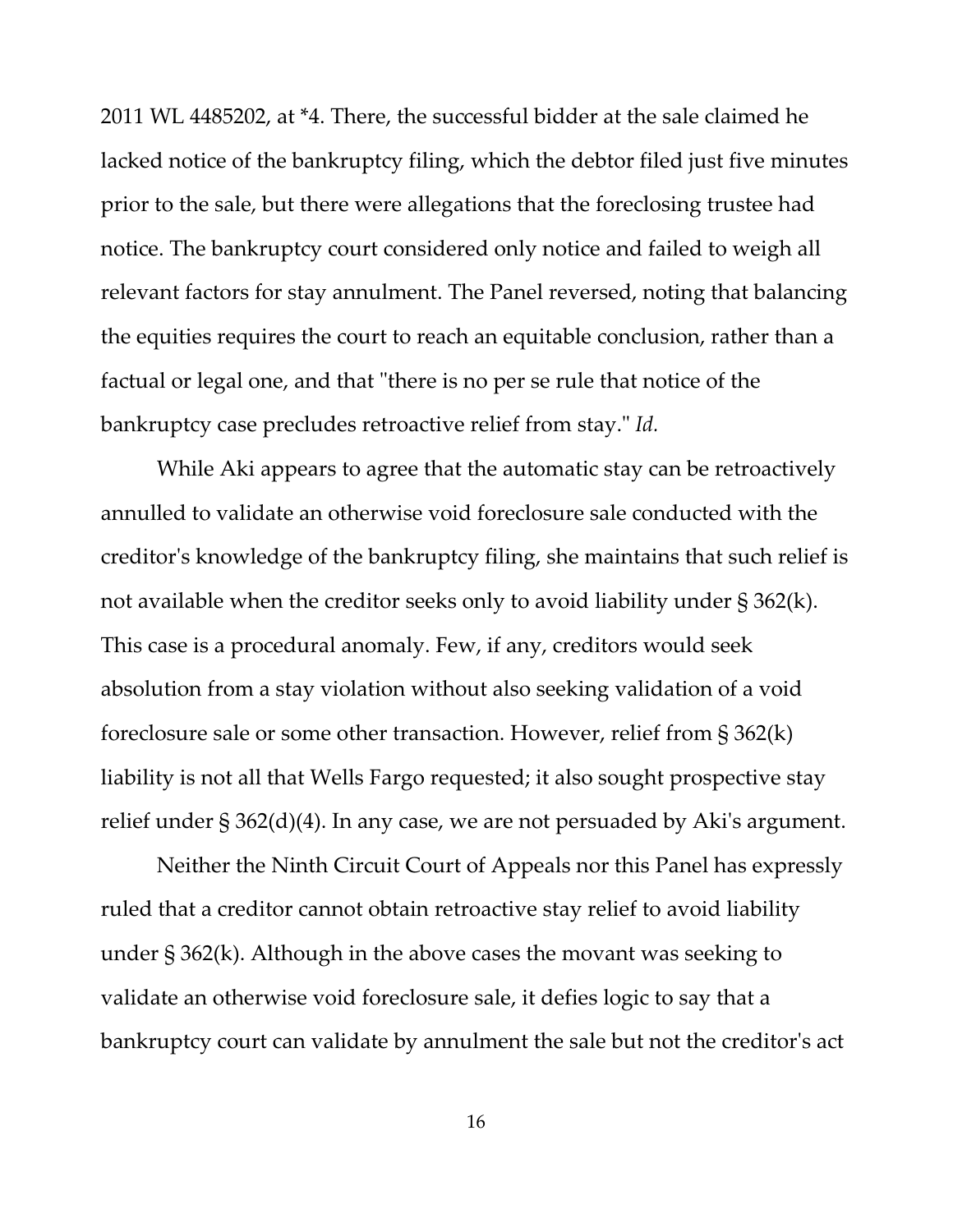2011 WL 4485202, at *4. There, the successful bidder at the sale claimed he lacked notice of the bankruptcy filing, which the debtor filed just five minutes prior to the sale, but there were allegations that the foreclosing trustee had notice. The bankruptcy court considered only notice and failed to weigh all relevant factors for stay annulment. The Panel reversed, noting that balancing the equities requires the court to reach an equitable conclusion, rather than a factual or legal one, and that "there is no per se rule that notice of the bankruptcy case precludes retroactive relief from stay." *Id.*

While Aki appears to agree that the automatic stay can be retroactively annulled to validate an otherwise void foreclosure sale conducted with the creditor's knowledge of the bankruptcy filing, she maintains that such relief is not available when the creditor seeks only to avoid liability under § 362(k). This case is a procedural anomaly. Few, if any, creditors would seek absolution from a stay violation without also seeking validation of a void foreclosure sale or some other transaction. However, relief from § 362(k) liability is not all that Wells Fargo requested; it also sought prospective stay relief under § 362(d)(4). In any case, we are not persuaded by Aki's argument.

Neither the Ninth Circuit Court of Appeals nor this Panel has expressly ruled that a creditor cannot obtain retroactive stay relief to avoid liability under § 362(k). Although in the above cases the movant was seeking to validate an otherwise void foreclosure sale, it defies logic to say that a bankruptcy court can validate by annulment the sale but not the creditor's act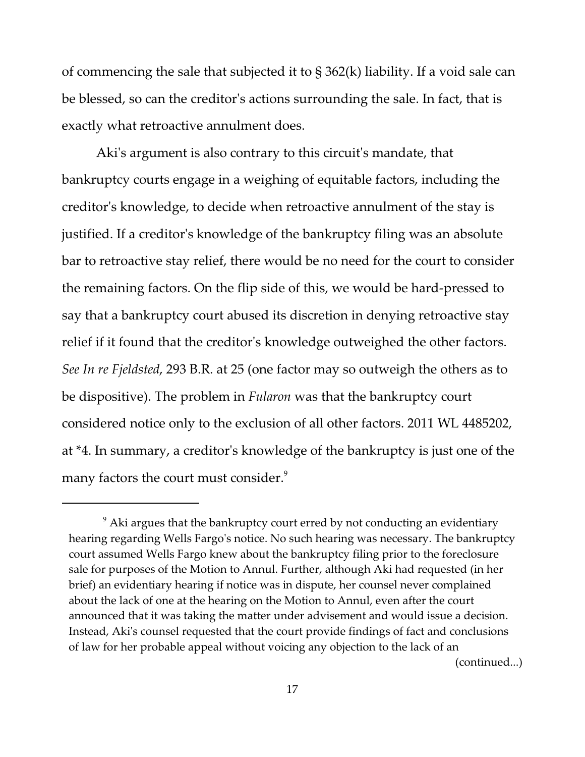of commencing the sale that subjected it to § 362(k) liability. If a void sale can be blessed, so can the creditor's actions surrounding the sale. In fact, that is exactly what retroactive annulment does.

Aki's argument is also contrary to this circuit's mandate, that bankruptcy courts engage in a weighing of equitable factors, including the creditor's knowledge, to decide when retroactive annulment of the stay is justified. If a creditor's knowledge of the bankruptcy filing was an absolute bar to retroactive stay relief, there would be no need for the court to consider the remaining factors. On the flip side of this, we would be hard-pressed to say that a bankruptcy court abused its discretion in denying retroactive stay relief if it found that the creditor's knowledge outweighed the other factors. *See In re Fjeldsted*, 293 B.R. at 25 (one factor may so outweigh the others as to be dispositive). The problem in *Fularon* was that the bankruptcy court considered notice only to the exclusion of all other factors. 2011 WL 4485202, at *4. In summary, a creditor's knowledge of the bankruptcy is just one of the many factors the court must consider.[9]

---

[9] Aki argues that the bankruptcy court erred by not conducting an evidentiary hearing regarding Wells Fargo's notice. No such hearing was necessary. The bankruptcy court assumed Wells Fargo knew about the bankruptcy filing prior to the foreclosure sale for purposes of the Motion to Annul. Further, although Aki had requested (in her brief) an evidentiary hearing if notice was in dispute, her counsel never complained about the lack of one at the hearing on the Motion to Annul, even after the court announced that it was taking the matter under advisement and would issue a decision. Instead, Aki's counsel requested that the court provide findings of fact and conclusions of law for her probable appeal without voicing any objection to the lack of an

(continued...)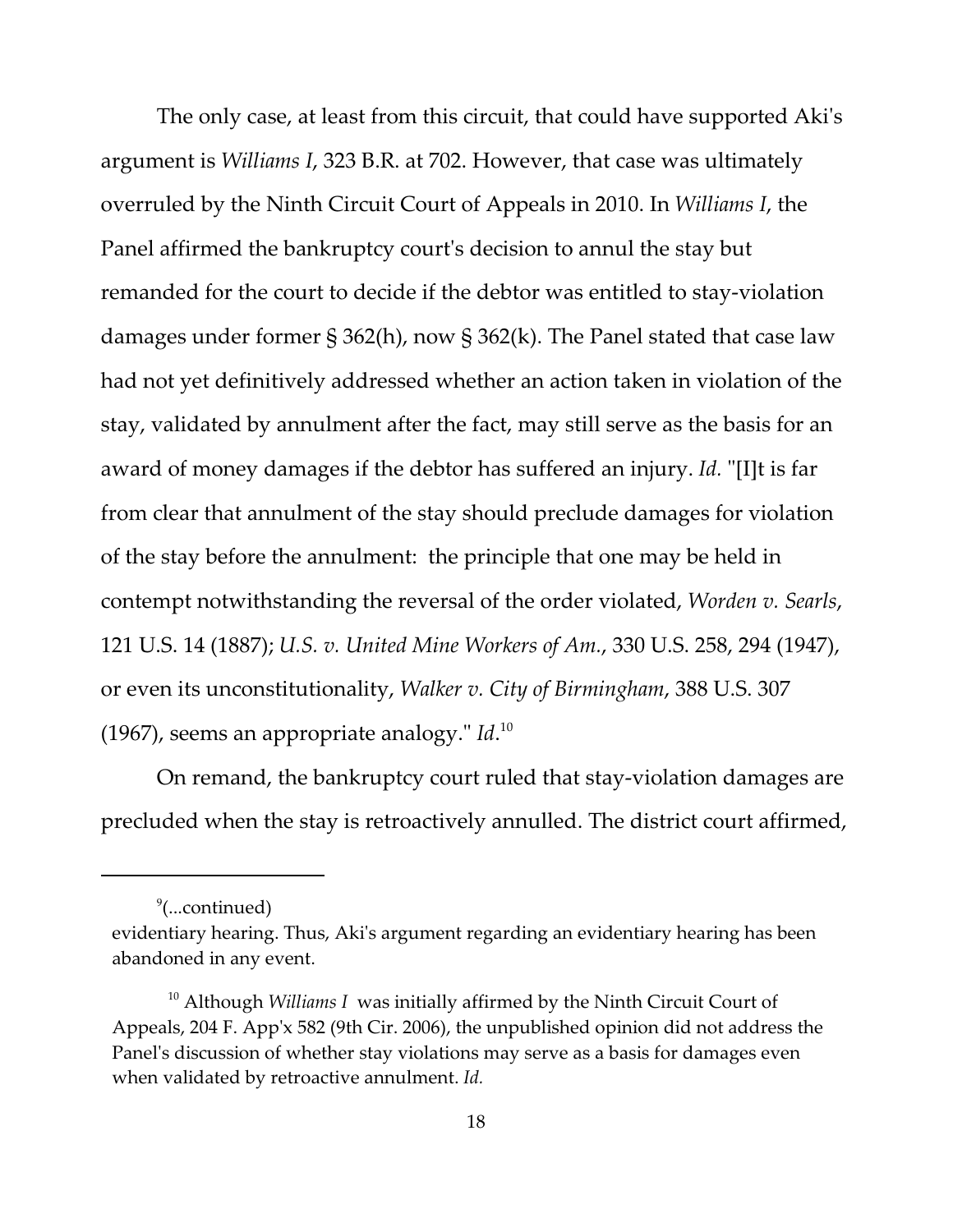The only case, at least from this circuit, that could have supported Aki's argument is *Williams I*, 323 B.R. at 702. However, that case was ultimately overruled by the Ninth Circuit Court of Appeals in 2010. In *Williams I*, the Panel affirmed the bankruptcy court's decision to annul the stay but remanded for the court to decide if the debtor was entitled to stay-violation damages under former § 362(h), now § 362(k). The Panel stated that case law had not yet definitively addressed whether an action taken in violation of the stay, validated by annulment after the fact, may still serve as the basis for an award of money damages if the debtor has suffered an injury. *Id.* "[I]t is far from clear that annulment of the stay should preclude damages for violation of the stay before the annulment: the principle that one may be held in contempt notwithstanding the reversal of the order violated, *Worden v. Searls*, 121 U.S. 14 (1887); *U.S. v. United Mine Workers of Am.*, 330 U.S. 258, 294 (1947), or even its unconstitutionality, *Walker v. City of Birmingham*, 388 U.S. 307 (1967), seems an appropriate analogy." *Id*.[10]

On remand, the bankruptcy court ruled that stay-violation damages are precluded when the stay is retroactively annulled. The district court affirmed,

---

[9](...continued) evidentiary hearing. Thus, Aki's argument regarding an evidentiary hearing has been abandoned in any event.

[10] Although *Williams I* was initially affirmed by the Ninth Circuit Court of Appeals, 204 F. App'x 582 (9th Cir. 2006), the unpublished opinion did not address the Panel's discussion of whether stay violations may serve as a basis for damages even when validated by retroactive annulment. *Id.*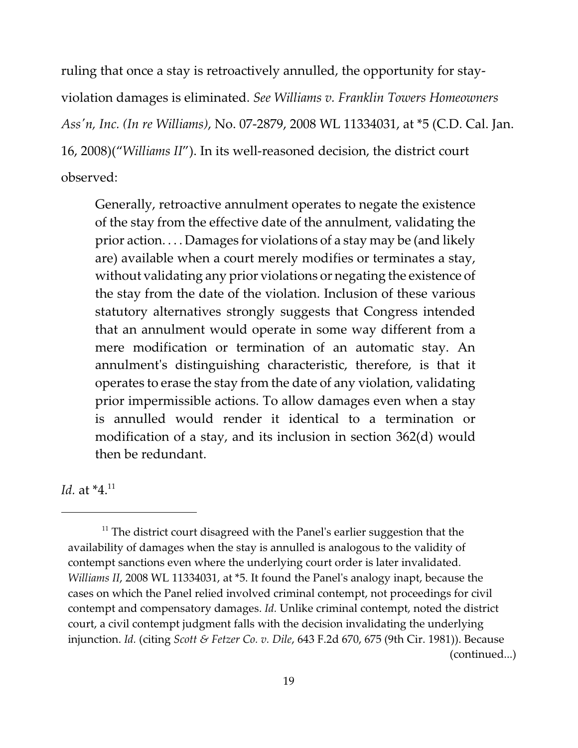ruling that once a stay is retroactively annulled, the opportunity for stay-violation damages is eliminated. *See Williams v. Franklin Towers Homeowners Ass'n, Inc. (In re Williams)*, No. 07-2879, 2008 WL 11334031, at *5 (C.D. Cal. Jan. 16, 2008)("*Williams II*"). In its well-reasoned decision, the district court observed:

> Generally, retroactive annulment operates to negate the existence of the stay from the effective date of the annulment, validating the prior action. . . . Damages for violations of a stay may be (and likely are) available when a court merely modifies or terminates a stay, without validating any prior violations or negating the existence of the stay from the date of the violation. Inclusion of these various statutory alternatives strongly suggests that Congress intended that an annulment would operate in some way different from a mere modification or termination of an automatic stay. An annulment's distinguishing characteristic, therefore, is that it operates to erase the stay from the date of any violation, validating prior impermissible actions. To allow damages even when a stay is annulled would render it identical to a termination or modification of a stay, and its inclusion in section 362(d) would then be redundant.

*Id.* at *4.[11]

---

[11] The district court disagreed with the Panel's earlier suggestion that the availability of damages when the stay is annulled is analogous to the validity of contempt sanctions even where the underlying court order is later invalidated. *Williams II*, 2008 WL 11334031, at *5. It found the Panel's analogy inapt, because the cases on which the Panel relied involved criminal contempt, not proceedings for civil contempt and compensatory damages. *Id.* Unlike criminal contempt, noted the district court, a civil contempt judgment falls with the decision invalidating the underlying injunction. *Id.* (citing *Scott & Fetzer Co. v. Dile*, 643 F.2d 670, 675 (9th Cir. 1981)). Because (continued...)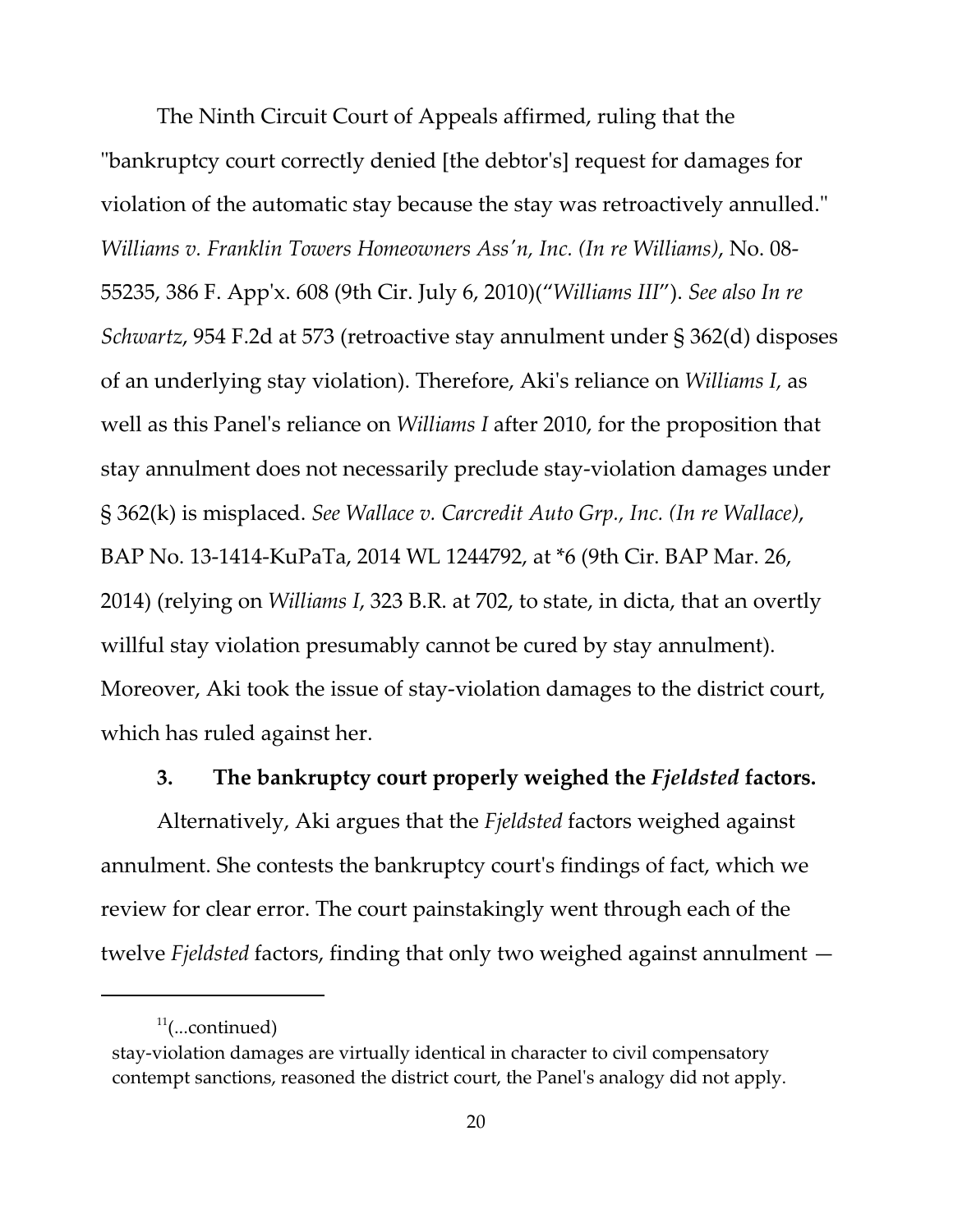The Ninth Circuit Court of Appeals affirmed, ruling that the "bankruptcy court correctly denied [the debtor's] request for damages for violation of the automatic stay because the stay was retroactively annulled." *Williams v. Franklin Towers Homeowners Ass'n, Inc. (In re Williams)*, No. 08-55235, 386 F. App'x. 608 (9th Cir. July 6, 2010)("*Williams III*"). *See also In re Schwartz*, 954 F.2d at 573 (retroactive stay annulment under § 362(d) disposes of an underlying stay violation). Therefore, Aki's reliance on *Williams I,* as well as this Panel's reliance on *Williams I* after 2010, for the proposition that stay annulment does not necessarily preclude stay-violation damages under § 362(k) is misplaced. *See Wallace v. Carcredit Auto Grp., Inc. (In re Wallace)*, BAP No. 13-1414-KuPaTa, 2014 WL 1244792, at *6 (9th Cir. BAP Mar. 26, 2014) (relying on *Williams I*, 323 B.R. at 702, to state, in dicta, that an overtly willful stay violation presumably cannot be cured by stay annulment). Moreover, Aki took the issue of stay-violation damages to the district court, which has ruled against her.

### 3. The bankruptcy court properly weighed the *Fjeldsted* factors.

Alternatively, Aki argues that the *Fjeldsted* factors weighed against annulment. She contests the bankruptcy court's findings of fact, which we review for clear error. The court painstakingly went through each of the twelve *Fjeldsted* factors, finding that only two weighed against annulment —

---

[11](...continued)
stay-violation damages are virtually identical in character to civil compensatory contempt sanctions, reasoned the district court, the Panel's analogy did not apply.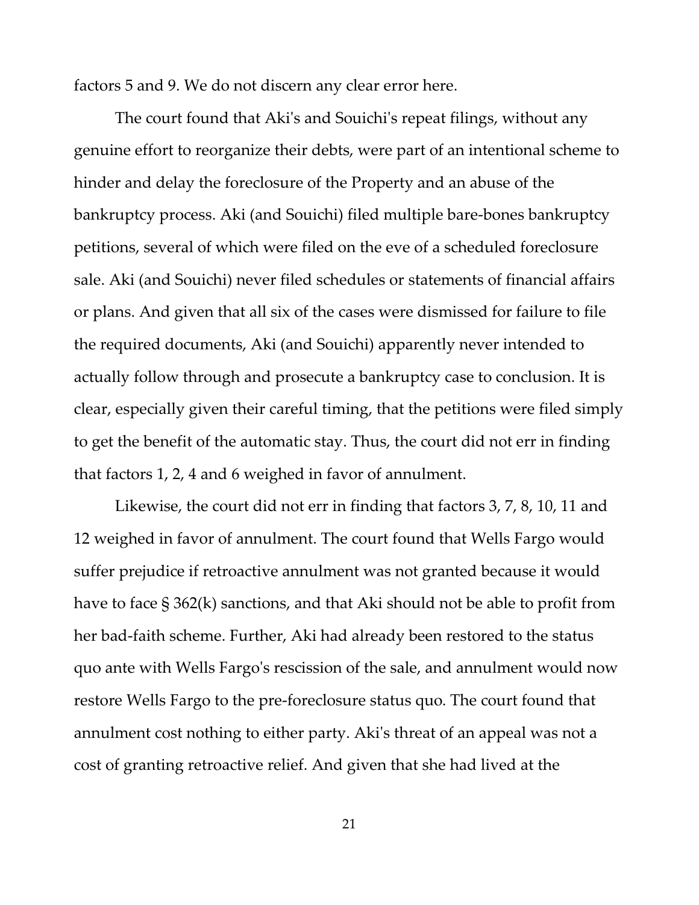factors 5 and 9. We do not discern any clear error here.

The court found that Aki's and Souichi's repeat filings, without any genuine effort to reorganize their debts, were part of an intentional scheme to hinder and delay the foreclosure of the Property and an abuse of the bankruptcy process. Aki (and Souichi) filed multiple bare-bones bankruptcy petitions, several of which were filed on the eve of a scheduled foreclosure sale. Aki (and Souichi) never filed schedules or statements of financial affairs or plans. And given that all six of the cases were dismissed for failure to file the required documents, Aki (and Souichi) apparently never intended to actually follow through and prosecute a bankruptcy case to conclusion. It is clear, especially given their careful timing, that the petitions were filed simply to get the benefit of the automatic stay. Thus, the court did not err in finding that factors 1, 2, 4 and 6 weighed in favor of annulment.

Likewise, the court did not err in finding that factors 3, 7, 8, 10, 11 and 12 weighed in favor of annulment. The court found that Wells Fargo would suffer prejudice if retroactive annulment was not granted because it would have to face § 362(k) sanctions, and that Aki should not be able to profit from her bad-faith scheme. Further, Aki had already been restored to the status quo ante with Wells Fargo's rescission of the sale, and annulment would now restore Wells Fargo to the pre-foreclosure status quo. The court found that annulment cost nothing to either party. Aki's threat of an appeal was not a cost of granting retroactive relief. And given that she had lived at the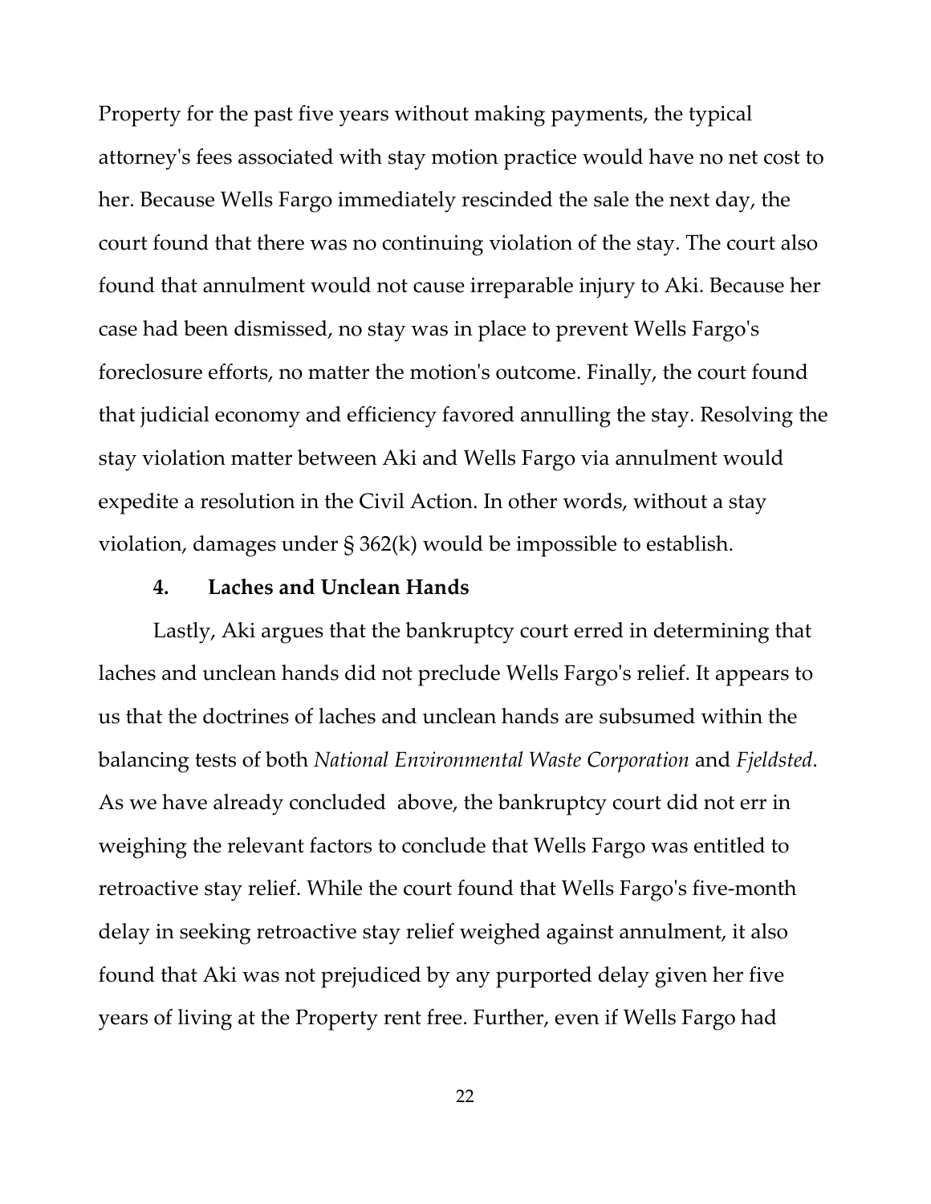Property for the past five years without making payments, the typical attorney's fees associated with stay motion practice would have no net cost to her. Because Wells Fargo immediately rescinded the sale the next day, the court found that there was no continuing violation of the stay. The court also found that annulment would not cause irreparable injury to Aki. Because her case had been dismissed, no stay was in place to prevent Wells Fargo's foreclosure efforts, no matter the motion's outcome. Finally, the court found that judicial economy and efficiency favored annulling the stay. Resolving the stay violation matter between Aki and Wells Fargo via annulment would expedite a resolution in the Civil Action. In other words, without a stay violation, damages under § 362(k) would be impossible to establish.

#### 4. Laches and Unclean Hands

Lastly, Aki argues that the bankruptcy court erred in determining that laches and unclean hands did not preclude Wells Fargo's relief. It appears to us that the doctrines of laches and unclean hands are subsumed within the balancing tests of both *National Environmental Waste Corporation* and *Fjeldsted*. As we have already concluded above, the bankruptcy court did not err in weighing the relevant factors to conclude that Wells Fargo was entitled to retroactive stay relief. While the court found that Wells Fargo's five-month delay in seeking retroactive stay relief weighed against annulment, it also found that Aki was not prejudiced by any purported delay given her five years of living at the Property rent free. Further, even if Wells Fargo had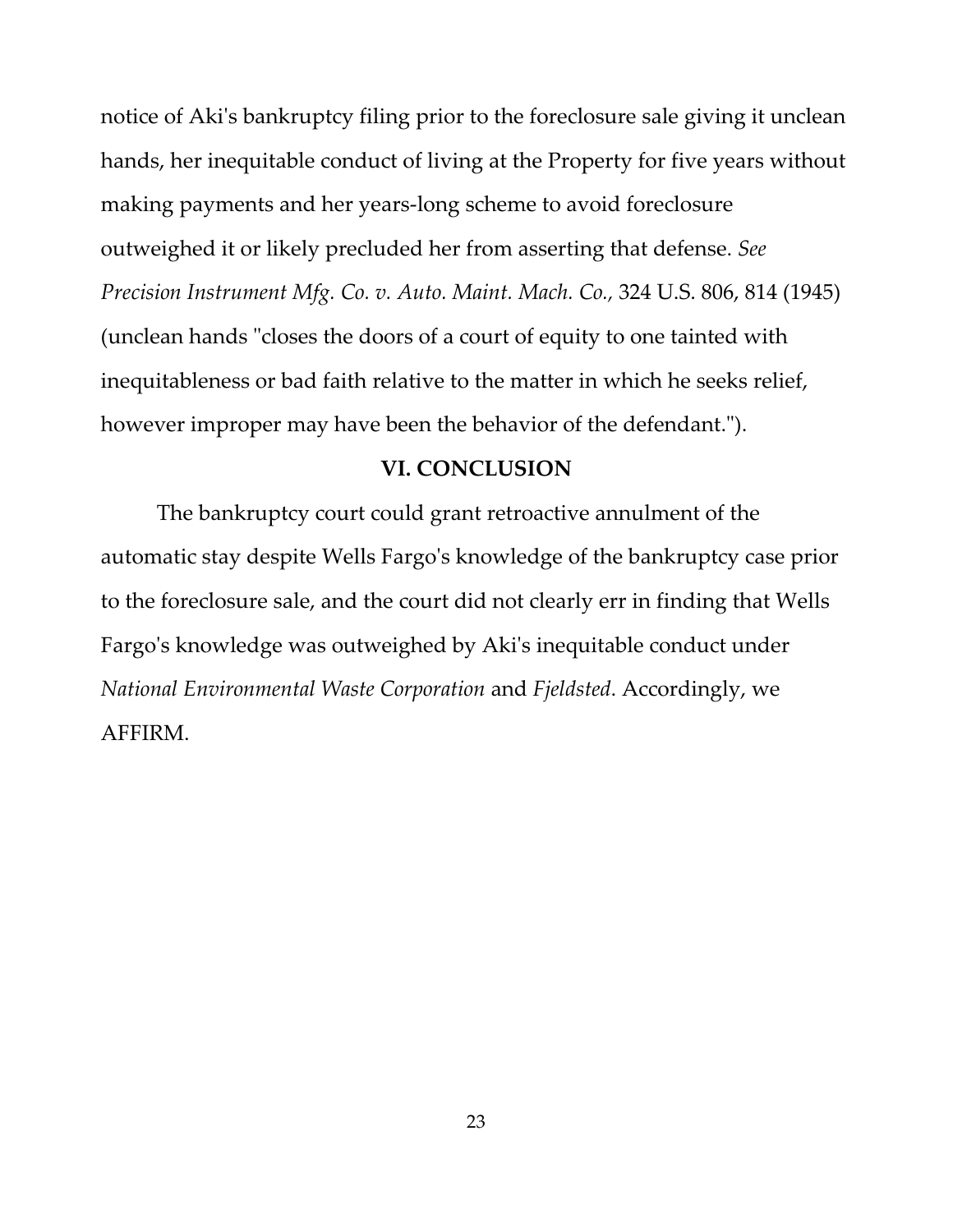notice of Aki's bankruptcy filing prior to the foreclosure sale giving it unclean hands, her inequitable conduct of living at the Property for five years without making payments and her years-long scheme to avoid foreclosure outweighed it or likely precluded her from asserting that defense. *See Precision Instrument Mfg. Co. v. Auto. Maint. Mach. Co.,* 324 U.S. 806, 814 (1945) (unclean hands "closes the doors of a court of equity to one tainted with inequitableness or bad faith relative to the matter in which he seeks relief, however improper may have been the behavior of the defendant.").

## VI. CONCLUSION

The bankruptcy court could grant retroactive annulment of the automatic stay despite Wells Fargo's knowledge of the bankruptcy case prior to the foreclosure sale, and the court did not clearly err in finding that Wells Fargo's knowledge was outweighed by Aki's inequitable conduct under *National Environmental Waste Corporation* and *Fjeldsted*. Accordingly, we AFFIRM.